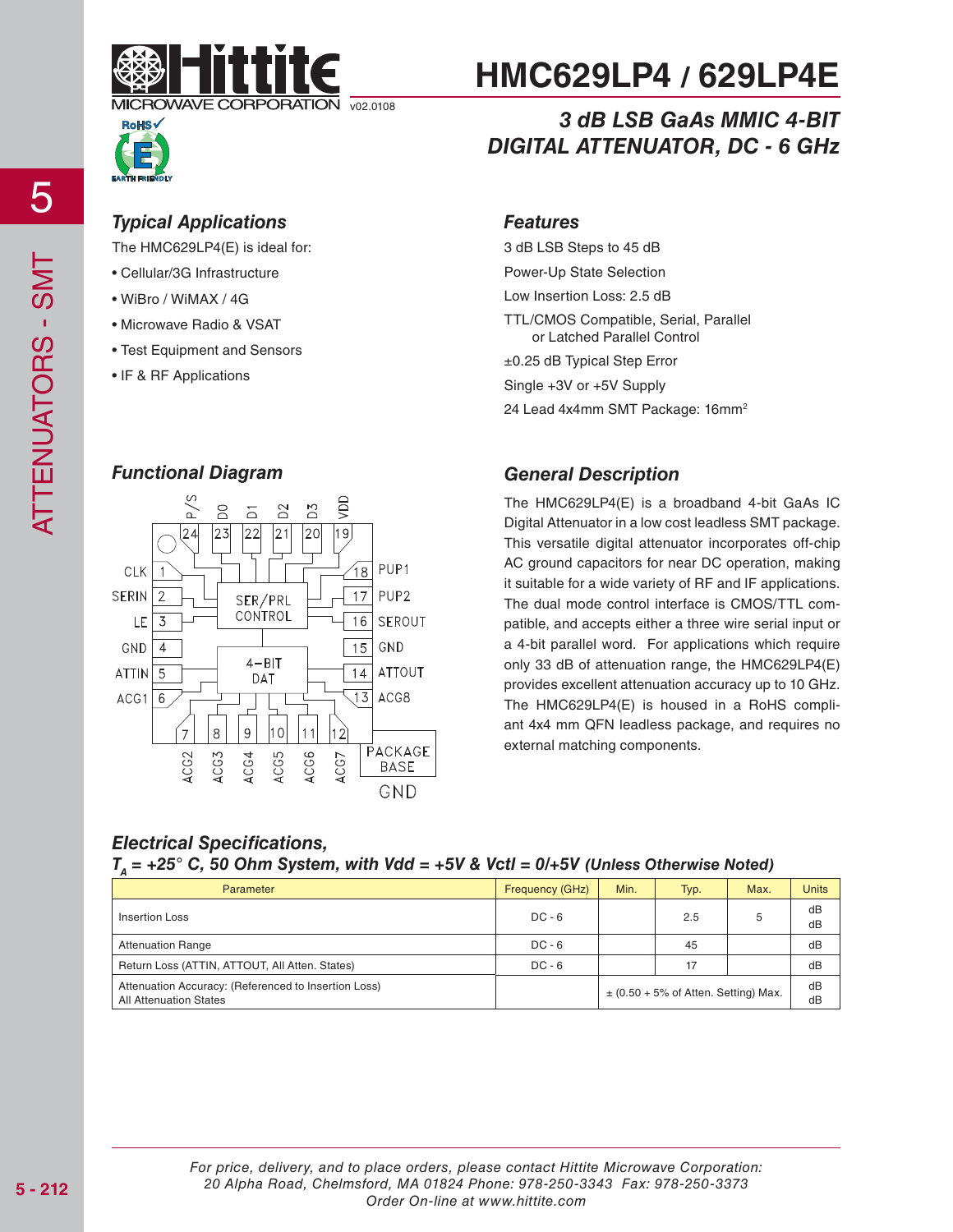# HMC629LP4 / 629LP4E

v02.0108

## *3 dB LSB GaAs MMIC 4-BIT DIGITAL ATTENUATOR, DC - 6 GHz*

### *Typical Applications*

The HMC629LP4(E) is ideal for:

- Cellular/3G Infrastructure
- WiBro / WiMAX / 4G
- Microwave Radio & VSAT
- Test Equipment and Sensors
- IF & RF Applications

### *Features*

3 dB LSB Steps to 45 dB

Power-Up State Selection

Low Insertion Loss: 2.5 dB

TTL/CMOS Compatible, Serial, Parallel or Latched Parallel Control

±0.25 dB Typical Step Error

Single +3V or +5V Supply

24 Lead 4x4mm SMT Package: 16mm²

### *Functional Diagram*

### *General Description*

The HMC629LP4(E) is a broadband 4-bit GaAs IC Digital Attenuator in a low cost leadless SMT package. This versatile digital attenuator incorporates off-chip AC ground capacitors for near DC operation, making it suitable for a wide variety of RF and IF applications. The dual mode control interface is CMOS/TTL compatible, and accepts either a three wire serial input or a 4-bit parallel word. For applications which require only 33 dB of attenuation range, the HMC629LP4(E) provides excellent attenuation accuracy up to 10 GHz. The HMC629LP4(E) is housed in a RoHS compliant 4x4 mm QFN leadless package, and requires no external matching components.

### *Electrical Specifications,*
***$T_A$ = +25° C, 50 Ohm System, with Vdd = +5V & Vctl = 0/+5V (Unless Otherwise Noted)***

| Parameter | Frequency (GHz) | Min. | Typ. | Max. | Units |
|---|---|---|---|---|---|
| Insertion Loss | DC - 6 | | 2.5 | 5 | dB<br>dB |
| Attenuation Range | DC - 6 | | 45 | | dB |
| Return Loss (ATTIN, ATTOUT, All Atten. States) | DC - 6 | | 17 | | dB |
| Attenuation Accuracy: (Referenced to Insertion Loss)<br>All Attenuation States | | ± (0.50 + 5% of Atten. Setting) Max. | | | dB<br>dB |

*For price, delivery, and to place orders, please contact Hittite Microwave Corporation:*
*20 Alpha Road, Chelmsford, MA 01824 Phone: 978-250-3343 Fax: 978-250-3373*
*Order On-line at www.hittite.com*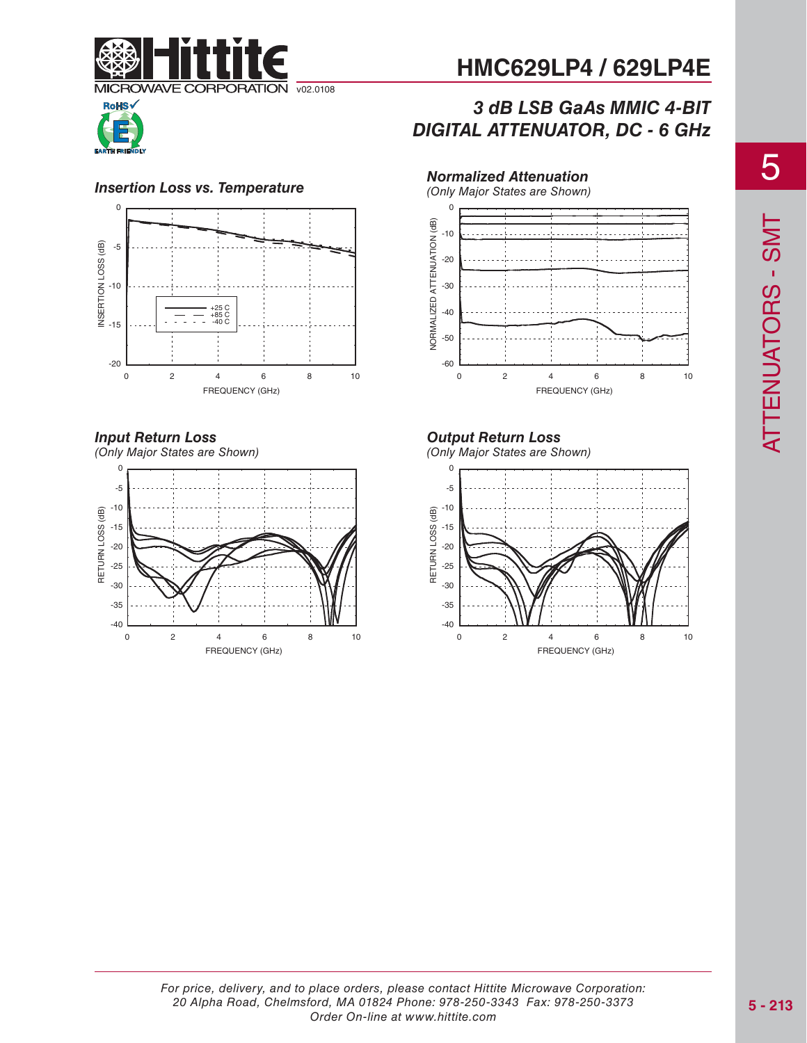# HMC629LP4 / 629LP4E

## 3 dB LSB GaAs MMIC 4-BIT DIGITAL ATTENUATOR, DC - 6 GHz

### Insertion Loss vs. Temperature

### Normalized Attenuation
*(Only Major States are Shown)*

### Input Return Loss
*(Only Major States are Shown)*

### Output Return Loss
*(Only Major States are Shown)*

*For price, delivery, and to place orders, please contact Hittite Microwave Corporation:*
*20 Alpha Road, Chelmsford, MA 01824 Phone: 978-250-3343 Fax: 978-250-3373*
*Order On-line at www.hittite.com*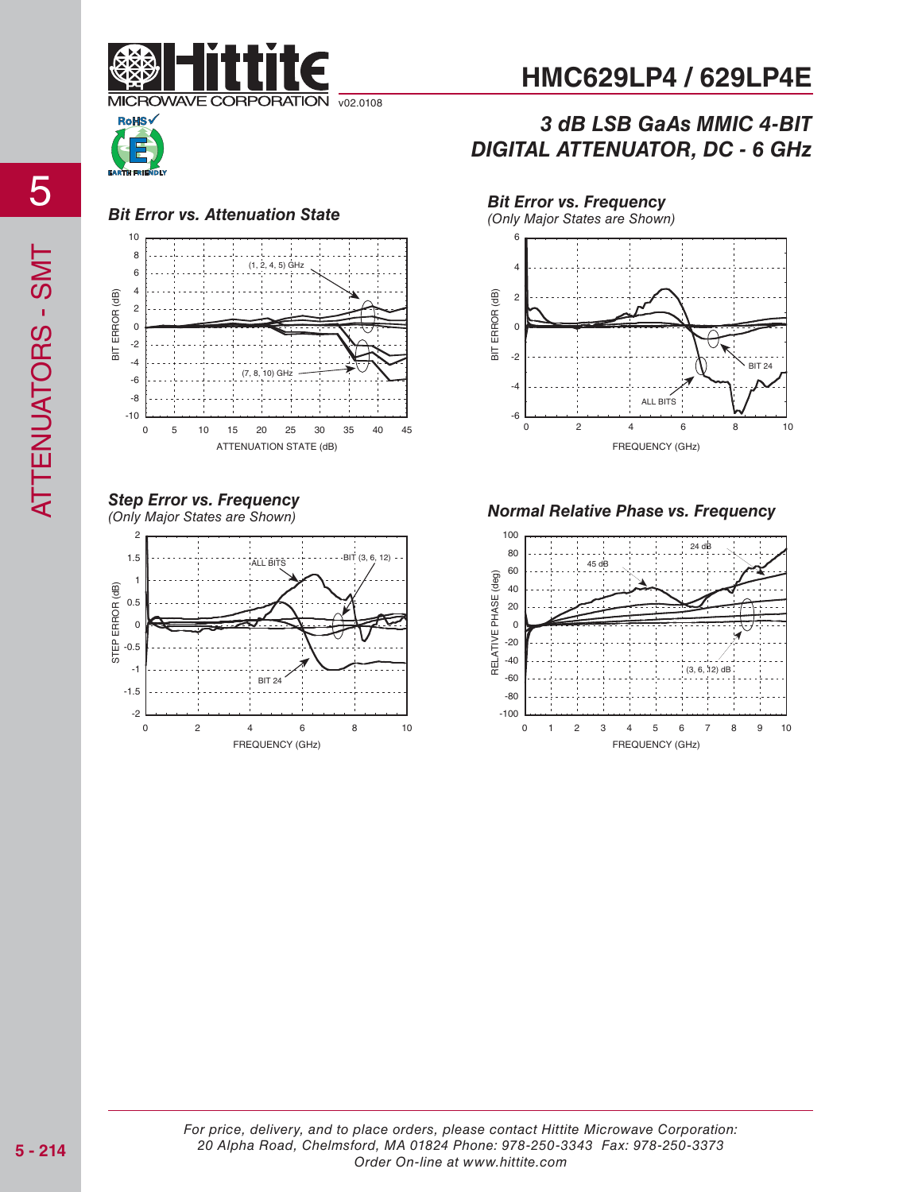# HMC629LP4 / 629LP4E

## 3 dB LSB GaAs MMIC 4-BIT DIGITAL ATTENUATOR, DC - 6 GHz

### Bit Error vs. Attenuation State

(1, 2, 4, 5) GHz

(7, 8, 10) GHz

BIT ERROR (dB)

ATTENUATION STATE (dB)

### Bit Error vs. Frequency

*(Only Major States are Shown)*

BIT 24

ALL BITS

BIT ERROR (dB)

FREQUENCY (GHz)

### Step Error vs. Frequency

*(Only Major States are Shown)*

ALL BITS

BIT (3, 6, 12)

BIT 24

STEP ERROR (dB)

FREQUENCY (GHz)

### Normal Relative Phase vs. Frequency

24 dB

45 dB

(3, 6, 12) dB

RELATIVE PHASE (deg)

FREQUENCY (GHz)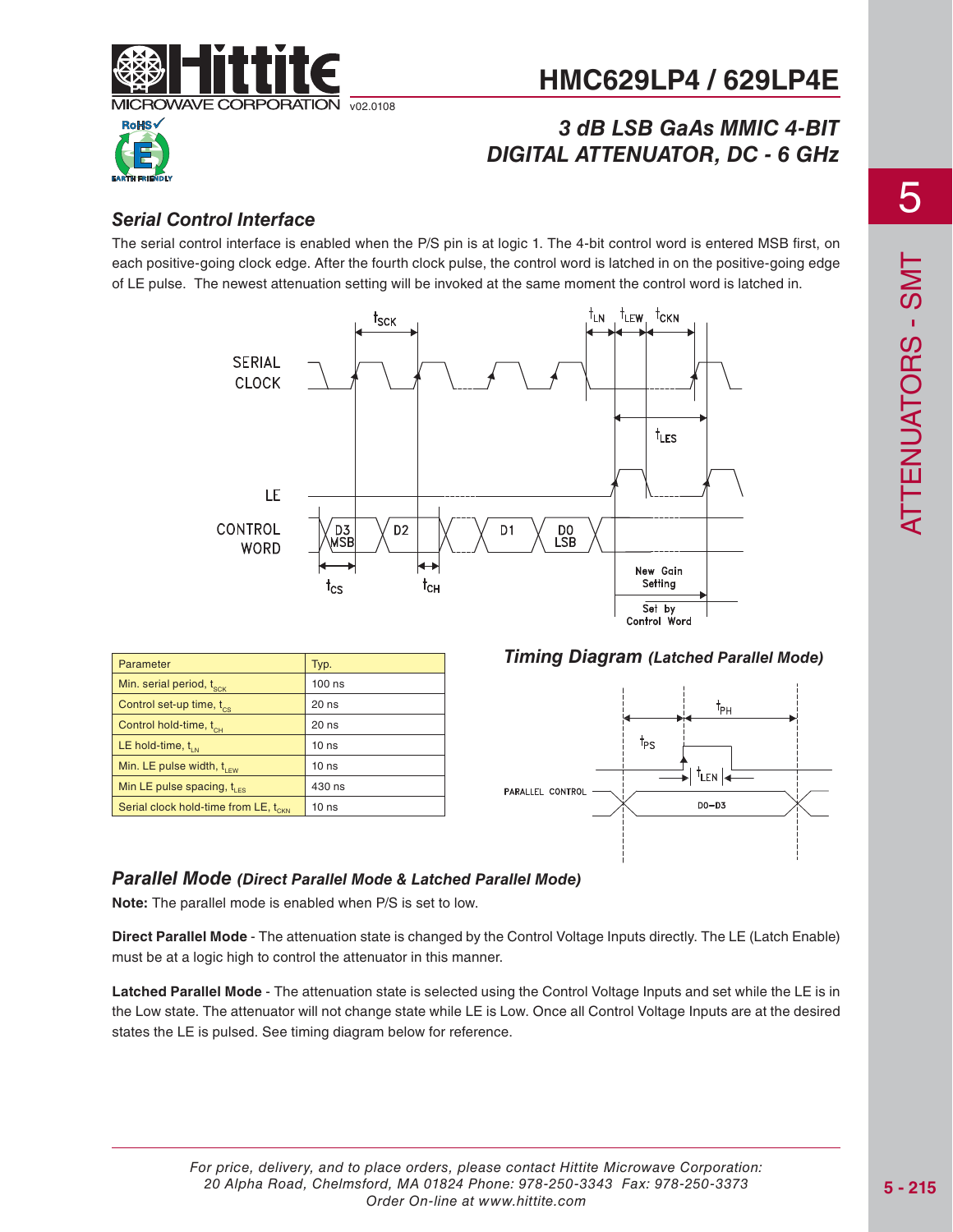## Serial Control Interface

The serial control interface is enabled when the P/S pin is at logic 1. The 4-bit control word is entered MSB first, on each positive-going clock edge. After the fourth clock pulse, the control word is latched in on the positive-going edge of LE pulse. The newest attenuation setting will be invoked at the same moment the control word is latched in.

| Parameter | Typ. |
|---|---|
| Min. serial period, $t_{SCK}$ | 100 ns |
| Control set-up time, $t_{CS}$ | 20 ns |
| Control hold-time, $t_{CH}$ | 20 ns |
| LE hold-time, $t_{LN}$ | 10 ns |
| Min. LE pulse width, $t_{LEW}$ | 10 ns |
| Min LE pulse spacing, $t_{LES}$ | 430 ns |
| Serial clock hold-time from LE, $t_{CKN}$ | 10 ns |

### *Timing Diagram (Latched Parallel Mode)*

## *Parallel Mode (Direct Parallel Mode & Latched Parallel Mode)*

**Note:** The parallel mode is enabled when P/S is set to low.

**Direct Parallel Mode** - The attenuation state is changed by the Control Voltage Inputs directly. The LE (Latch Enable) must be at a logic high to control the attenuator in this manner.

**Latched Parallel Mode** - The attenuation state is selected using the Control Voltage Inputs and set while the LE is in the Low state. The attenuator will not change state while LE is Low. Once all Control Voltage Inputs are at the desired states the LE is pulsed. See timing diagram below for reference.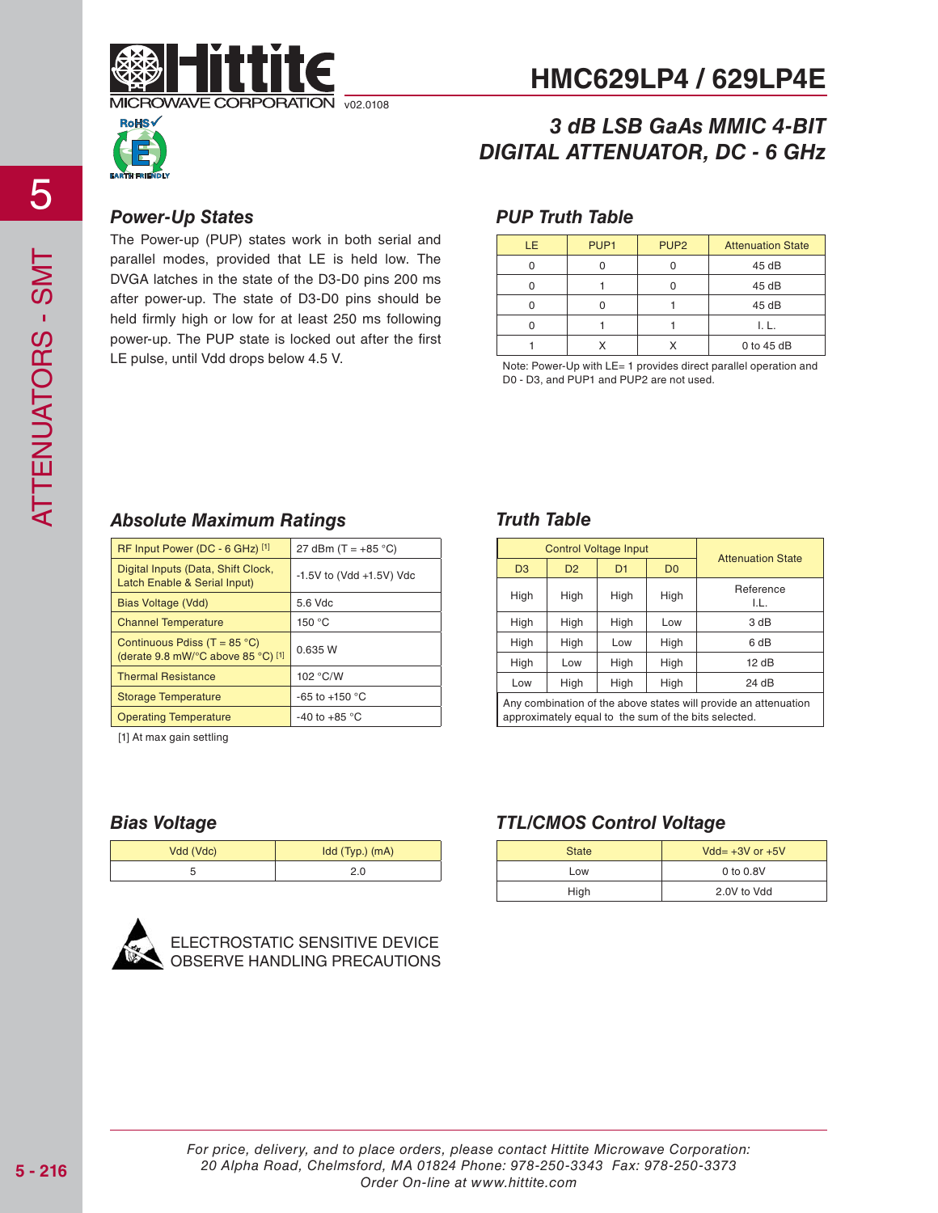# HMC629LP4 / 629LP4E

v02.0108

## 3 dB LSB GaAs MMIC 4-BIT DIGITAL ATTENUATOR, DC - 6 GHz

### Power-Up States

The Power-up (PUP) states work in both serial and parallel modes, provided that LE is held low. The DVGA latches in the state of the D3-D0 pins 200 ms after power-up. The state of D3-D0 pins should be held firmly high or low for at least 250 ms following power-up. The PUP state is locked out after the first LE pulse, until Vdd drops below 4.5 V.

### PUP Truth Table

| LE | PUP1 | PUP2 | Attenuation State |
|---|---|---|---|
| 0 | 0 | 0 | 45 dB |
| 0 | 1 | 0 | 45 dB |
| 0 | 0 | 1 | 45 dB |
| 0 | 1 | 1 | I. L. |
| 1 | X | X | 0 to 45 dB |

Note: Power-Up with LE= 1 provides direct parallel operation and D0 - D3, and PUP1 and PUP2 are not used.

### Absolute Maximum Ratings

| | |
|---|---|
| RF Input Power (DC - 6 GHz) [1] | 27 dBm (T = +85 °C) |
| Digital Inputs (Data, Shift Clock, Latch Enable & Serial Input) | -1.5V to (Vdd +1.5V) Vdc |
| Bias Voltage (Vdd) | 5.6 Vdc |
| Channel Temperature | 150 °C |
| Continuous Pdiss (T = 85 °C) (derate 9.8 mW/°C above 85 °C) [1] | 0.635 W |
| Thermal Resistance | 102 °C/W |
| Storage Temperature | -65 to +150 °C |
| Operating Temperature | -40 to +85 °C |

[1] At max gain settling

### Truth Table

| Control Voltage Input | | | | Attenuation State |
|---|---|---|---|---|
| D3 | D2 | D1 | D0 | |
| High | High | High | High | Reference I.L. |
| High | High | High | Low | 3 dB |
| High | High | Low | High | 6 dB |
| High | Low | High | High | 12 dB |
| Low | High | High | High | 24 dB |

Any combination of the above states will provide an attenuation approximately equal to the sum of the bits selected.

### Bias Voltage

| Vdd (Vdc) | Idd (Typ.) (mA) |
|---|---|
| 5 | 2.0 |

### TTL/CMOS Control Voltage

| State | Vdd= +3V or +5V |
|---|---|
| Low | 0 to 0.8V |
| High | 2.0V to Vdd |

ELECTROSTATIC SENSITIVE DEVICE
OBSERVE HANDLING PRECAUTIONS

*For price, delivery, and to place orders, please contact Hittite Microwave Corporation: 20 Alpha Road, Chelmsford, MA 01824 Phone: 978-250-3343 Fax: 978-250-3373 Order On-line at www.hittite.com*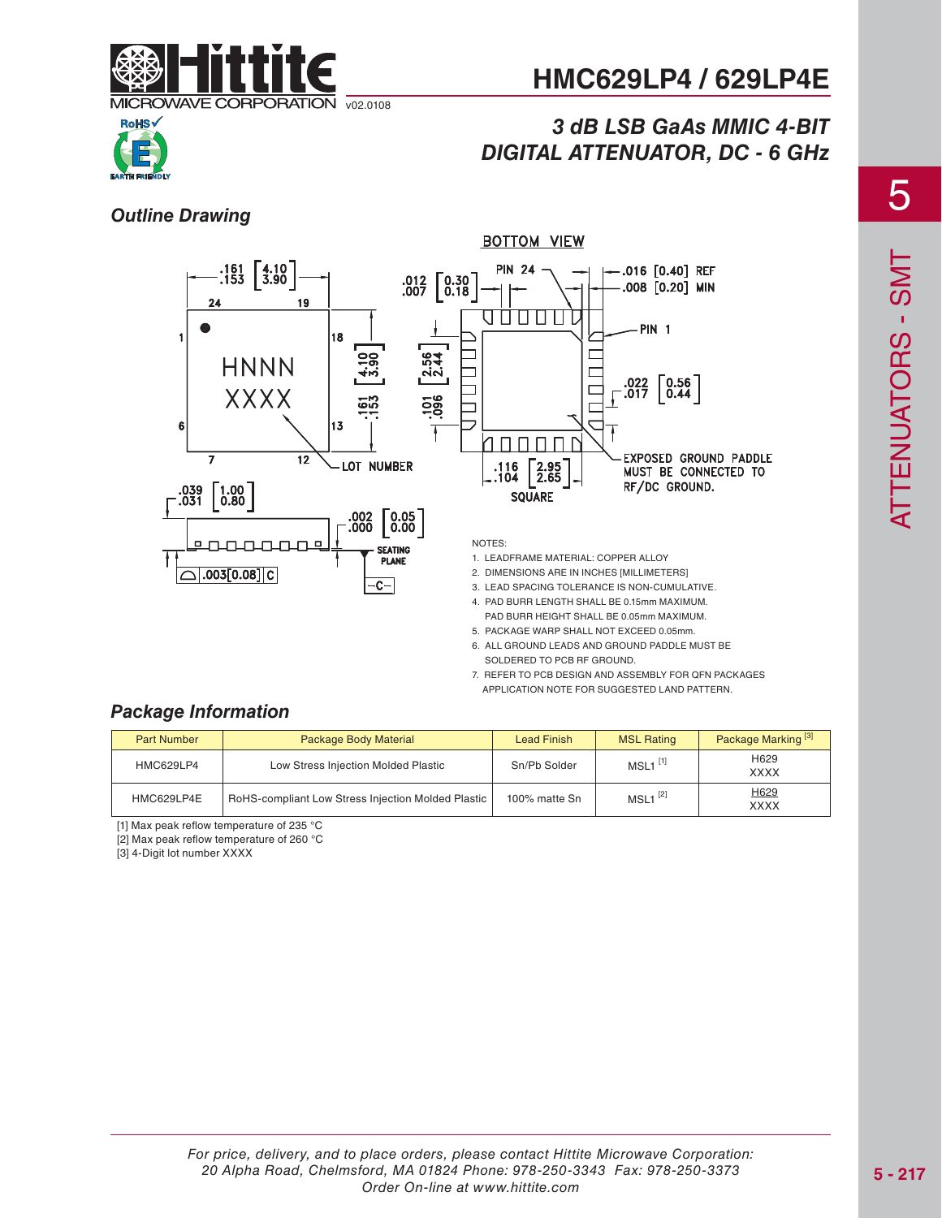# HMC629LP4 / 629LP4E

## 3 dB LSB GaAs MMIC 4-BIT DIGITAL ATTENUATOR, DC - 6 GHz

### Outline Drawing

NOTES:

1. LEADFRAME MATERIAL: COPPER ALLOY
2. DIMENSIONS ARE IN INCHES [MILLIMETERS]
3. LEAD SPACING TOLERANCE IS NON-CUMULATIVE.
4. PAD BURR LENGTH SHALL BE 0.15mm MAXIMUM. PAD BURR HEIGHT SHALL BE 0.05mm MAXIMUM.
5. PACKAGE WARP SHALL NOT EXCEED 0.05mm.
6. ALL GROUND LEADS AND GROUND PADDLE MUST BE SOLDERED TO PCB RF GROUND.
7. REFER TO PCB DESIGN AND ASSEMBLY FOR QFN PACKAGES APPLICATION NOTE FOR SUGGESTED LAND PATTERN.

### Package Information

| Part Number | Package Body Material | Lead Finish | MSL Rating | Package Marking [3] |
|---|---|---|---|---|
| HMC629LP4 | Low Stress Injection Molded Plastic | Sn/Pb Solder | MSL1 [1] | H629<br>XXXX |
| HMC629LP4E | RoHS-compliant Low Stress Injection Molded Plastic | 100% matte Sn | MSL1 [2] | H629<br>XXXX |

[1] Max peak reflow temperature of 235 °C
[2] Max peak reflow temperature of 260 °C
[3] 4-Digit lot number XXXX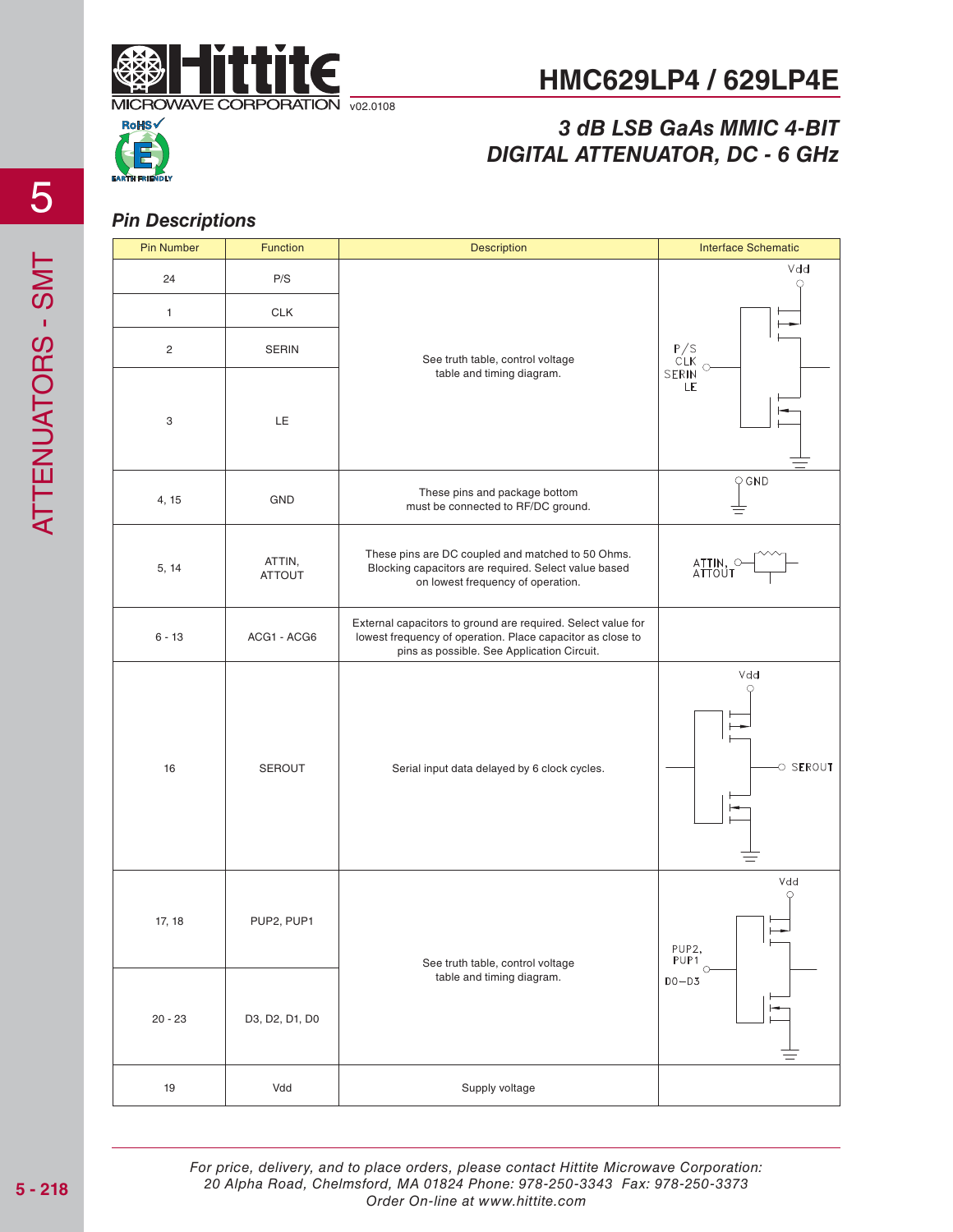## Pin Descriptions

| Pin Number | Function | Description | Interface Schematic |
|---|---|---|---|
| 24 | P/S | See truth table, control voltage table and timing diagram. | |
| 1 | CLK | | |
| 2 | SERIN | | |
| 3 | LE | | |
| 4, 15 | GND | These pins and package bottom must be connected to RF/DC ground. | |
| 5, 14 | ATTIN, ATTOUT | These pins are DC coupled and matched to 50 Ohms. Blocking capacitors are required. Select value based on lowest frequency of operation. | |
| 6 - 13 | ACG1 - ACG6 | External capacitors to ground are required. Select value for lowest frequency of operation. Place capacitor as close to pins as possible. See Application Circuit. | |
| 16 | SEROUT | Serial input data delayed by 6 clock cycles. | |
| 17, 18 | PUP2, PUP1 | See truth table, control voltage table and timing diagram. | |
| 20 - 23 | D3, D2, D1, D0 | | |
| 19 | Vdd | Supply voltage | |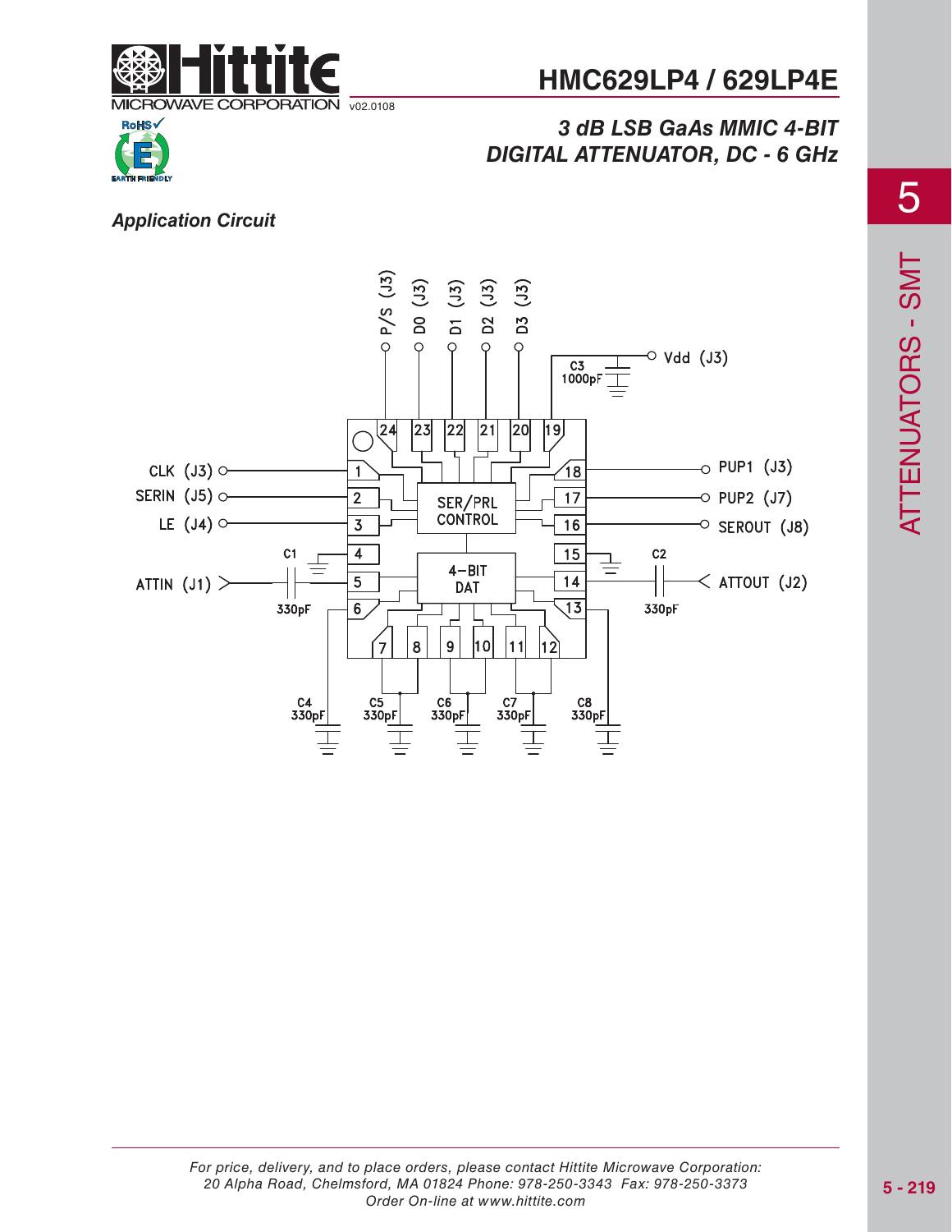## Application Circuit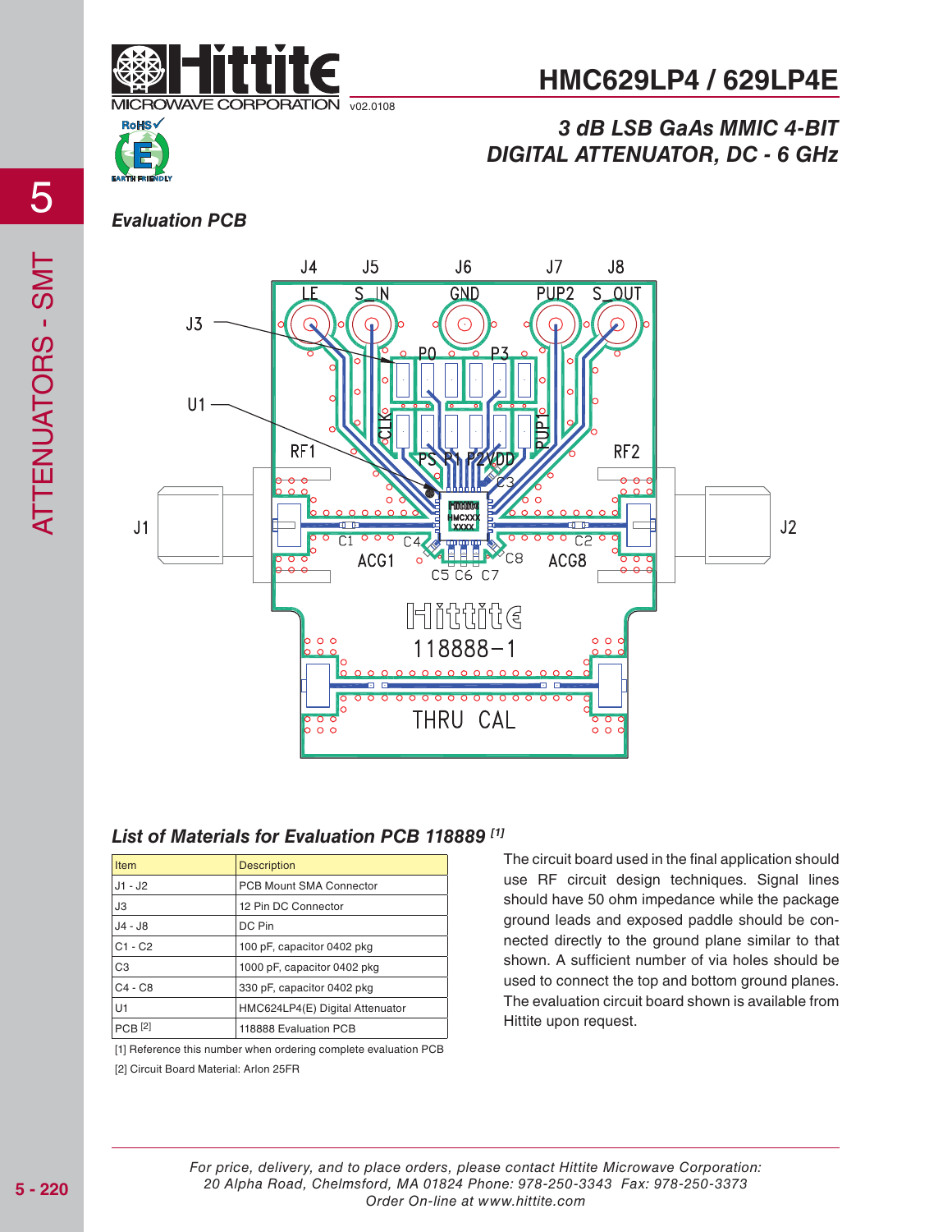## Evaluation PCB

## List of Materials for Evaluation PCB 118889 [1]

| Item | Description |
|---|---|
| J1 - J2 | PCB Mount SMA Connector |
| J3 | 12 Pin DC Connector |
| J4 - J8 | DC Pin |
| C1 - C2 | 100 pF, capacitor 0402 pkg |
| C3 | 1000 pF, capacitor 0402 pkg |
| C4 - C8 | 330 pF, capacitor 0402 pkg |
| U1 | HMC624LP4(E) Digital Attenuator |
| PCB [2] | 118888 Evaluation PCB |

[1] Reference this number when ordering complete evaluation PCB

[2] Circuit Board Material: Arlon 25FR

The circuit board used in the final application should use RF circuit design techniques. Signal lines should have 50 ohm impedance while the package ground leads and exposed paddle should be connected directly to the ground plane similar to that shown. A sufficient number of via holes should be used to connect the top and bottom ground planes. The evaluation circuit board shown is available from Hittite upon request.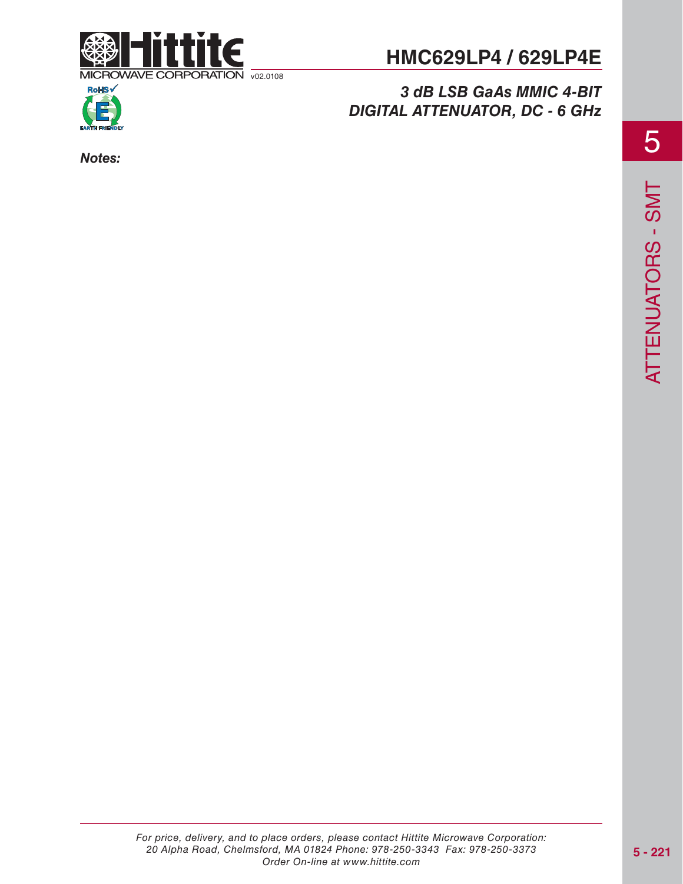**Notes:**